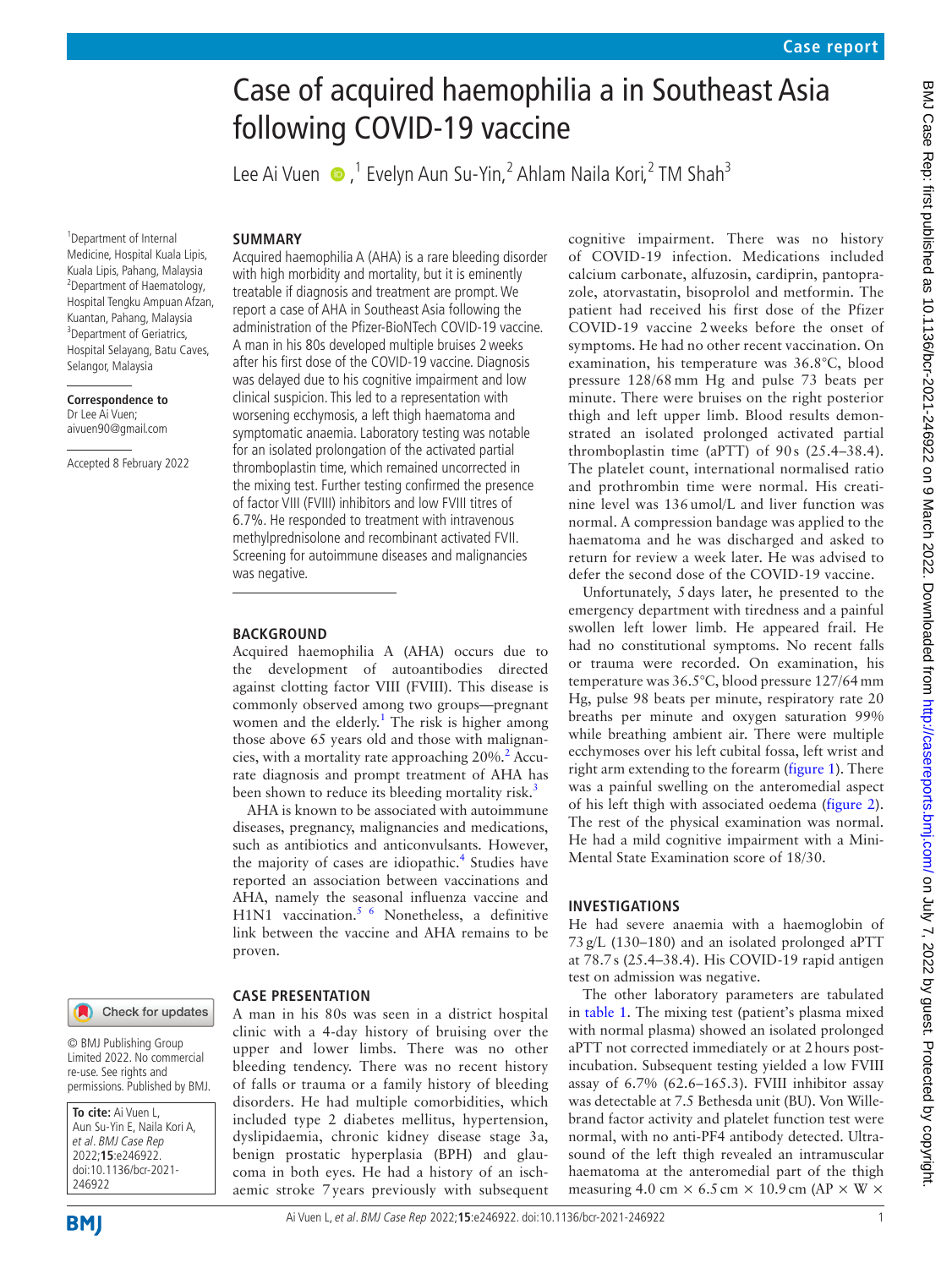# Case of acquired haemophilia a in Southeast Asia following COVID-19 vaccine

Lee Ai Vuen,[1] Evelyn Aun Su-Yin,[2] Ahlam Naila Kori,[2] TM Shah[3]

[1]Department of Internal Medicine, Hospital Kuala Lipis, Kuala Lipis, Pahang, Malaysia
[2]Department of Haematology, Hospital Tengku Ampuan Afzan, Kuantan, Pahang, Malaysia
[3]Department of Geriatrics, Hospital Selayang, Batu Caves, Selangor, Malaysia

**Correspondence to**
Dr Lee Ai Vuen; aivuen90@gmail.com

Accepted 8 February 2022

© BMJ Publishing Group Limited 2022. No commercial re-use. See rights and permissions. Published by BMJ.

**To cite:** Ai Vuen L, Aun Su-Yin E, Naila Kori A, *et al. BMJ Case Rep* 2022;**15**:e246922. doi:10.1136/bcr-2021-246922

## SUMMARY

Acquired haemophilia A (AHA) is a rare bleeding disorder with high morbidity and mortality, but it is eminently treatable if diagnosis and treatment are prompt. We report a case of AHA in Southeast Asia following the administration of the Pfizer-BioNTech COVID-19 vaccine. A man in his 80s developed multiple bruises 2 weeks after his first dose of the COVID-19 vaccine. Diagnosis was delayed due to his cognitive impairment and low clinical suspicion. This led to a representation with worsening ecchymosis, a left thigh haematoma and symptomatic anaemia. Laboratory testing was notable for an isolated prolongation of the activated partial thromboplastin time, which remained uncorrected in the mixing test. Further testing confirmed the presence of factor VIII (FVIII) inhibitors and low FVIII titres of 6.7%. He responded to treatment with intravenous methylprednisolone and recombinant activated FVII. Screening for autoimmune diseases and malignancies was negative.

## BACKGROUND

Acquired haemophilia A (AHA) occurs due to the development of autoantibodies directed against clotting factor VIII (FVIII). This disease is commonly observed among two groups—pregnant women and the elderly.[1] The risk is higher among those above 65 years old and those with malignancies, with a mortality rate approaching 20%.[2] Accurate diagnosis and prompt treatment of AHA has been shown to reduce its bleeding mortality risk.[3]

AHA is known to be associated with autoimmune diseases, pregnancy, malignancies and medications, such as antibiotics and anticonvulsants. However, the majority of cases are idiopathic.[4] Studies have reported an association between vaccinations and AHA, namely the seasonal influenza vaccine and H1N1 vaccination.[5 6] Nonetheless, a definitive link between the vaccine and AHA remains to be proven.

## CASE PRESENTATION

A man in his 80s was seen in a district hospital clinic with a 4-day history of bruising over the upper and lower limbs. There was no other bleeding tendency. There was no recent history of falls or trauma or a family history of bleeding disorders. He had multiple comorbidities, which included type 2 diabetes mellitus, hypertension, dyslipidaemia, chronic kidney disease stage 3a, benign prostatic hyperplasia (BPH) and glaucoma in both eyes. He had a history of an ischaemic stroke 7 years previously with subsequent cognitive impairment. There was no history of COVID-19 infection. Medications included calcium carbonate, alfuzosin, cardiprin, pantoprazole, atorvastatin, bisoprolol and metformin. The patient had received his first dose of the Pfizer COVID-19 vaccine 2 weeks before the onset of symptoms. He had no other recent vaccination. On examination, his temperature was 36.8°C, blood pressure 128/68 mm Hg and pulse 73 beats per minute. There were bruises on the right posterior thigh and left upper limb. Blood results demonstrated an isolated prolonged activated partial thromboplastin time (aPTT) of 90 s (25.4–38.4). The platelet count, international normalised ratio and prothrombin time were normal. His creatinine level was 136 umol/L and liver function was normal. A compression bandage was applied to the haematoma and he was discharged and asked to return for review a week later. He was advised to defer the second dose of the COVID-19 vaccine.

Unfortunately, 5 days later, he presented to the emergency department with tiredness and a painful swollen left lower limb. He appeared frail. He had no constitutional symptoms. No recent falls or trauma were recorded. On examination, his temperature was 36.5°C, blood pressure 127/64 mm Hg, pulse 98 beats per minute, respiratory rate 20 breaths per minute and oxygen saturation 99% while breathing ambient air. There were multiple ecchymoses over his left cubital fossa, left wrist and right arm extending to the forearm (figure 1). There was a painful swelling on the anteromedial aspect of his left thigh with associated oedema (figure 2). The rest of the physical examination was normal. He had a mild cognitive impairment with a Mini-Mental State Examination score of 18/30.

## INVESTIGATIONS

He had severe anaemia with a haemoglobin of 73 g/L (130–180) and an isolated prolonged aPTT at 78.7 s (25.4–38.4). His COVID-19 rapid antigen test on admission was negative.

The other laboratory parameters are tabulated in table 1. The mixing test (patient's plasma mixed with normal plasma) showed an isolated prolonged aPTT not corrected immediately or at 2 hours post-incubation. Subsequent testing yielded a low FVIII assay of 6.7% (62.6–165.3). FVIII inhibitor assay was detectable at 7.5 Bethesda unit (BU). Von Willebrand factor activity and platelet function test were normal, with no anti-PF4 antibody detected. Ultrasound of the left thigh revealed an intramuscular haematoma at the anteromedial part of the thigh measuring 4.0 cm × 6.5 cm × 10.9 cm (AP × W ×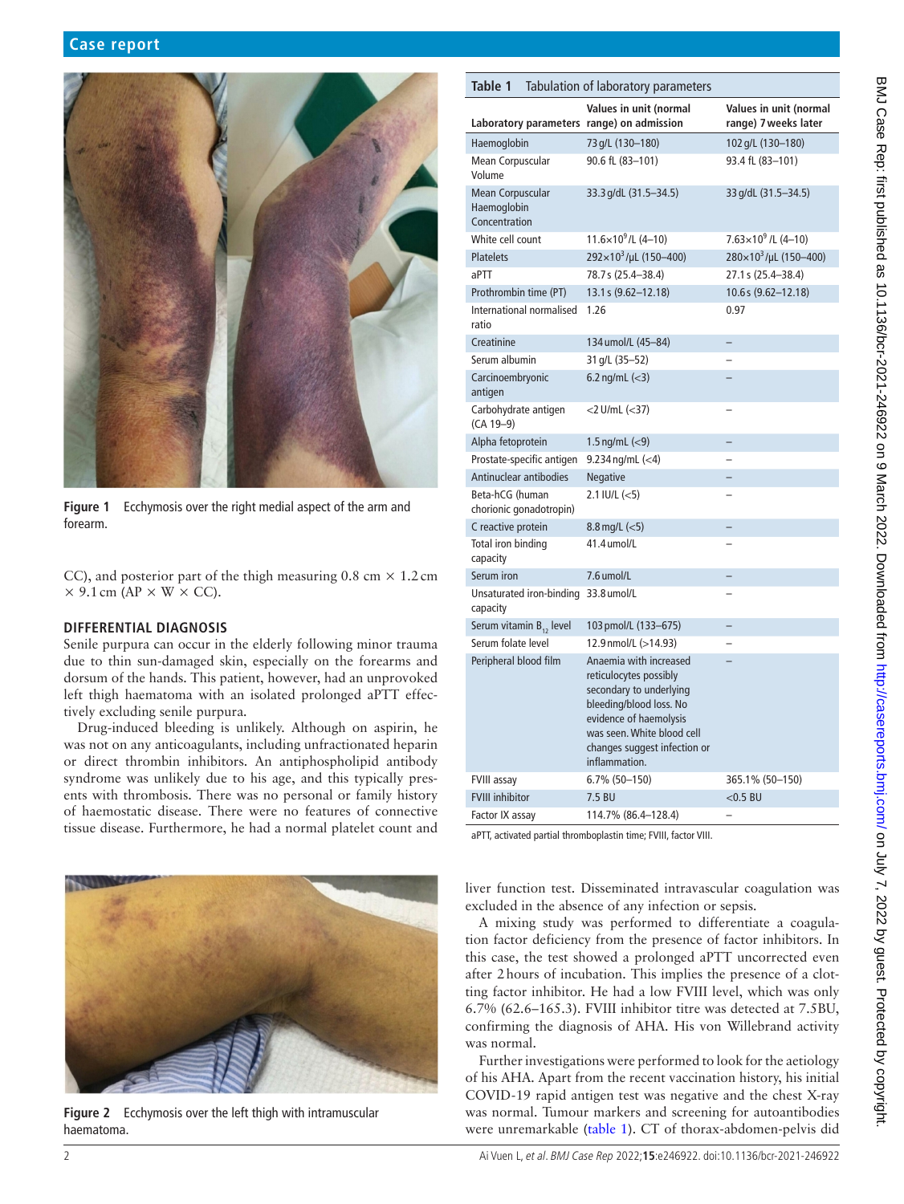Figure 1 Ecchymosis over the right medial aspect of the arm and forearm.

CC), and posterior part of the thigh measuring 0.8 cm × 1.2 cm × 9.1 cm (AP × W × CC).

## DIFFERENTIAL DIAGNOSIS

Senile purpura can occur in the elderly following minor trauma due to thin sun-damaged skin, especially on the forearms and dorsum of the hands. This patient, however, had an unprovoked left thigh haematoma with an isolated prolonged aPTT effectively excluding senile purpura.

Drug-induced bleeding is unlikely. Although on aspirin, he was not on any anticoagulants, including unfractionated heparin or direct thrombin inhibitors. An antiphospholipid antibody syndrome was unlikely due to his age, and this typically presents with thrombosis. There was no personal or family history of haemostatic disease. There were no features of connective tissue disease. Furthermore, he had a normal platelet count and liver function test. Disseminated intravascular coagulation was excluded in the absence of any infection or sepsis.

A mixing study was performed to differentiate a coagulation factor deficiency from the presence of factor inhibitors. In this case, the test showed a prolonged aPTT uncorrected even after 2 hours of incubation. This implies the presence of a clotting factor inhibitor. He had a low FVIII level, which was only 6.7% (62.6–165.3). FVIII inhibitor titre was detected at 7.5BU, confirming the diagnosis of AHA. His von Willebrand activity was normal.

Further investigations were performed to look for the aetiology of his AHA. Apart from the recent vaccination history, his initial COVID-19 rapid antigen test was negative and the chest X-ray was normal. Tumour markers and screening for autoantibodies were unremarkable (table 1). CT of thorax-abdomen-pelvis did

**Table 1** Tabulation of laboratory parameters

| Laboratory parameters | Values in unit (normal range) on admission | Values in unit (normal range) 7 weeks later |
|---|---|---|
| Haemoglobin | 73 g/L (130–180) | 102 g/L (130–180) |
| Mean Corpuscular Volume | 90.6 fL (83–101) | 93.4 fL (83–101) |
| Mean Corpuscular Haemoglobin Concentration | 33.3 g/dL (31.5–34.5) | 33 g/dL (31.5–34.5) |
| White cell count | $11.6\times10^9$/L (4–10) | $7.63\times10^9$ /L (4–10) |
| Platelets | $292\times10^3$/μL (150–400) | $280\times10^3$/μL (150–400) |
| aPTT | 78.7 s (25.4–38.4) | 27.1 s (25.4–38.4) |
| Prothrombin time (PT) | 13.1 s (9.62–12.18) | 10.6 s (9.62–12.18) |
| International normalised ratio | 1.26 | 0.97 |
| Creatinine | 134 umol/L (45–84) | – |
| Serum albumin | 31 g/L (35–52) | – |
| Carcinoembryonic antigen | 6.2 ng/mL (<3) | – |
| Carbohydrate antigen (CA 19–9) | <2 U/mL (<37) | – |
| Alpha fetoprotein | 1.5 ng/mL (<9) | – |
| Prostate-specific antigen | 9.234 ng/mL (<4) | – |
| Antinuclear antibodies | Negative | – |
| Beta-hCG (human chorionic gonadotropin) | 2.1 IU/L (<5) | – |
| C reactive protein | 8.8 mg/L (<5) | – |
| Total iron binding capacity | 41.4 umol/L | – |
| Serum iron | 7.6 umol/L | – |
| Unsaturated iron-binding capacity | 33.8 umol/L | – |
| Serum vitamin $B_{12}$ level | 103 pmol/L (133–675) | – |
| Serum folate level | 12.9 nmol/L (>14.93) | – |
| Peripheral blood film | Anaemia with increased reticulocytes possibly secondary to underlying bleeding/blood loss. No evidence of haemolysis was seen. White blood cell changes suggest infection or inflammation. | – |
| FVIII assay | 6.7% (50–150) | 365.1% (50–150) |
| FVIII inhibitor | 7.5 BU | <0.5 BU |
| Factor IX assay | 114.7% (86.4–128.4) | – |

aPTT, activated partial thromboplastin time; FVIII, factor VIII.

Figure 2 Ecchymosis over the left thigh with intramuscular haematoma.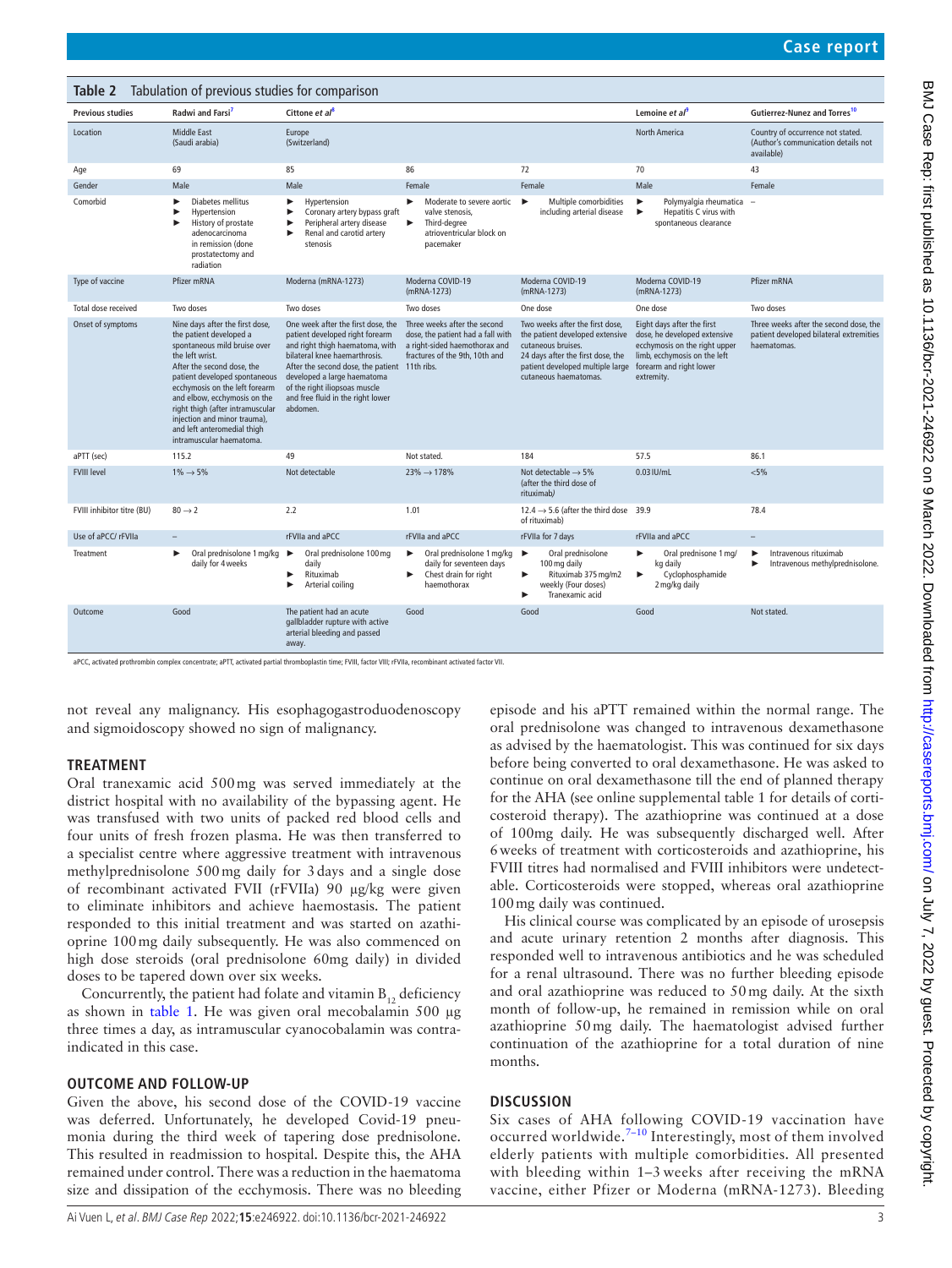**Table 2** Tabulation of previous studies for comparison

| Previous studies | Radwi and Farsi[7] | Cittone et al[8] | | | Lemoine et al[9] | Gutierrez-Nunez and Torres[10] |
|---|---|---|---|---|---|---|
| Location | Middle East (Saudi arabia) | Europe (Switzerland) | | | North America | Country of occurrence not stated. (Author's communication details not available) |
| Age | 69 | 85 | 86 | 72 | 70 | 43 |
| Gender | Male | Male | Female | Female | Male | Female |
| Comorbid | ► Diabetes mellitus ► Hypertension ► History of prostate adenocarcinoma in remission (done prostatectomy and radiation | ► Hypertension ► Coronary artery bypass graft ► Peripheral artery disease ► Renal and carotid artery stenosis | ► Moderate to severe aortic valve stenosis, ► Third-degree atrioventricular block on pacemaker | ► Multiple comorbidities including arterial disease | ► Polymyalgia rheumatica ► Hepatitis C virus with spontaneous clearance | – |
| Type of vaccine | Pfizer mRNA | Moderna (mRNA-1273) | Moderna COVID-19 (mRNA-1273) | Moderna COVID-19 (mRNA-1273) | Moderna COVID-19 (mRNA-1273) | Pfizer mRNA |
| Total dose received | Two doses | Two doses | Two doses | One dose | One dose | Two doses |
| Onset of symptoms | Nine days after the first dose, the patient developed a spontaneous mild bruise over the left wrist. After the second dose, the patient developed spontaneous ecchymosis on the left forearm and elbow, ecchymosis on the right thigh (after intramuscular injection and minor trauma), and left anteromedial thigh intramuscular haematoma. | One week after the first dose, the patient developed right forearm and right thigh haematoma, with bilateral knee haemarthrosis. After the second dose, the patient developed a large haematoma of the right iliopsoas muscle and free fluid in the right lower abdomen. | Three weeks after the second dose, the patient had a fall with a right-sided haemothorax and fractures of the 9th, 10th and 11th ribs. | Two weeks after the first dose, the patient developed extensive cutaneous bruises. 24 days after the first dose, the patient developed multiple large cutaneous haematomas. | Eight days after the first dose, he developed extensive ecchymosis on the right upper limb, ecchymosis on the left forearm and right lower extremity. | Three weeks after the second dose, the patient developed bilateral extremities haematomas. |
| aPTT (sec) | 115.2 | 49 | Not stated. | 184 | 57.5 | 86.1 |
| FVIII level | 1% → 5% | Not detectable | 23% → 178% | Not detectable → 5% (after the third dose of rituximab) | 0.03 IU/mL | <5% |
| FVIII inhibitor titre (BU) | 80 → 2 | 2.2 | 1.01 | 12.4 → 5.6 (after the third dose of rituximab) | 39.9 | 78.4 |
| Use of aPCC/ rFVIIa | – | rFVIIa and aPCC | rFVIIa and aPCC | rFVIIa for 7 days | rFVIIa and aPCC | – |
| Treatment | ► Oral prednisolone 1 mg/kg daily for 4 weeks | ► Oral prednisolone 100 mg daily ► Rituximab ► Arterial coiling | ► Oral prednisolone 1 mg/kg daily for seventeen days ► Chest drain for right haemothorax | ► Oral prednisolone 100 mg daily ► Rituximab 375 mg/m2 weekly (Four doses) ► Tranexamic acid | ► Oral prednisone 1 mg/kg daily ► Cyclophosphamide 2 mg/kg daily | ► Intravenous rituximab ► Intravenous methylprednisolone. |
| Outcome | Good | The patient had an acute gallbladder rupture with active arterial bleeding and passed away. | Good | Good | Good | Not stated. |

aPCC, activated prothrombin complex concentrate; aPTT, activated partial thromboplastin time; FVIII, factor VIII; rFVIIa, recombinant activated factor VII.

not reveal any malignancy. His esophagogastroduodenoscopy and sigmoidoscopy showed no sign of malignancy.

## TREATMENT

Oral tranexamic acid 500 mg was served immediately at the district hospital with no availability of the bypassing agent. He was transfused with two units of packed red blood cells and four units of fresh frozen plasma. He was then transferred to a specialist centre where aggressive treatment with intravenous methylprednisolone 500 mg daily for 3 days and a single dose of recombinant activated FVII (rFVIIa) 90 µg/kg were given to eliminate inhibitors and achieve haemostasis. The patient responded to this initial treatment and was started on azathioprine 100 mg daily subsequently. He was also commenced on high dose steroids (oral prednisolone 60mg daily) in divided doses to be tapered down over six weeks.

Concurrently, the patient had folate and vitamin $B_{12}$ deficiency as shown in table 1. He was given oral mecobalamin 500 µg three times a day, as intramuscular cyanocobalamin was contraindicated in this case.

## OUTCOME AND FOLLOW-UP

Given the above, his second dose of the COVID-19 vaccine was deferred. Unfortunately, he developed Covid-19 pneumonia during the third week of tapering dose prednisolone. This resulted in readmission to hospital. Despite this, the AHA remained under control. There was a reduction in the haematoma size and dissipation of the ecchymosis. There was no bleeding episode and his aPTT remained within the normal range. The oral prednisolone was changed to intravenous dexamethasone as advised by the haematologist. This was continued for six days before being converted to oral dexamethasone. He was asked to continue on oral dexamethasone till the end of planned therapy for the AHA (see online supplemental table 1 for details of corticosteroid therapy). The azathioprine was continued at a dose of 100mg daily. He was subsequently discharged well. After 6 weeks of treatment with corticosteroids and azathioprine, his FVIII titres had normalised and FVIII inhibitors were undetectable. Corticosteroids were stopped, whereas oral azathioprine 100 mg daily was continued.

His clinical course was complicated by an episode of urosepsis and acute urinary retention 2 months after diagnosis. This responded well to intravenous antibiotics and he was scheduled for a renal ultrasound. There was no further bleeding episode and oral azathioprine was reduced to 50 mg daily. At the sixth month of follow-up, he remained in remission while on oral azathioprine 50 mg daily. The haematologist advised further continuation of the azathioprine for a total duration of nine months.

## DISCUSSION

Six cases of AHA following COVID-19 vaccination have occurred worldwide.[7–10] Interestingly, most of them involved elderly patients with multiple comorbidities. All presented with bleeding within 1–3 weeks after receiving the mRNA vaccine, either Pfizer or Moderna (mRNA-1273). Bleeding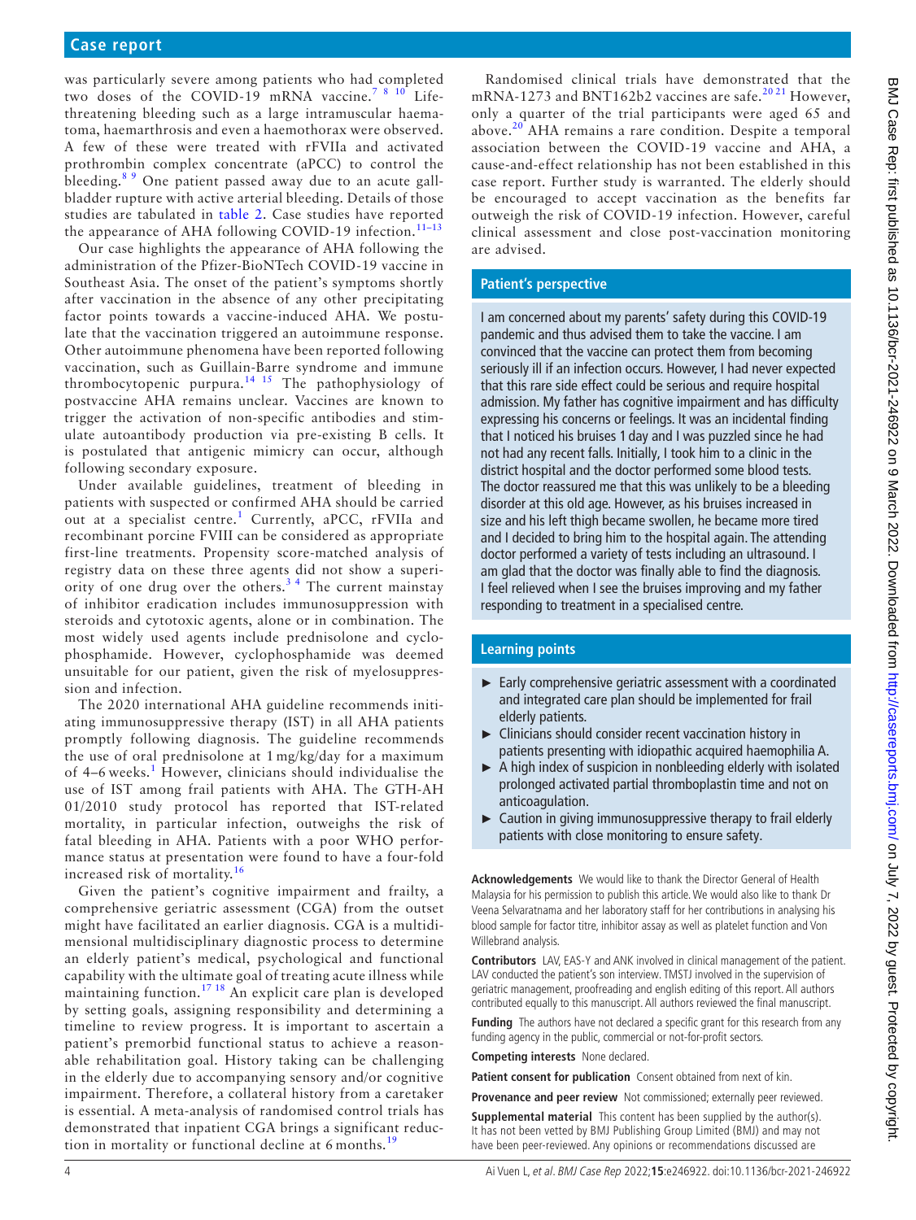was particularly severe among patients who had completed two doses of the COVID-19 mRNA vaccine.[7 8 10] Life-threatening bleeding such as a large intramuscular haematoma, haemarthrosis and even a haemothorax were observed. A few of these were treated with rFVIIa and activated prothrombin complex concentrate (aPCC) to control the bleeding.[8 9] One patient passed away due to an acute gallbladder rupture with active arterial bleeding. Details of those studies are tabulated in table 2. Case studies have reported the appearance of AHA following COVID-19 infection.[11–13]

Our case highlights the appearance of AHA following the administration of the Pfizer-BioNTech COVID-19 vaccine in Southeast Asia. The onset of the patient's symptoms shortly after vaccination in the absence of any other precipitating factor points towards a vaccine-induced AHA. We postulate that the vaccination triggered an autoimmune response. Other autoimmune phenomena have been reported following vaccination, such as Guillain-Barre syndrome and immune thrombocytopenic purpura.[14 15] The pathophysiology of postvaccine AHA remains unclear. Vaccines are known to trigger the activation of non-specific antibodies and stimulate autoantibody production via pre-existing B cells. It is postulated that antigenic mimicry can occur, although following secondary exposure.

Under available guidelines, treatment of bleeding in patients with suspected or confirmed AHA should be carried out at a specialist centre.[1] Currently, aPCC, rFVIIa and recombinant porcine FVIII can be considered as appropriate first-line treatments. Propensity score-matched analysis of registry data on these three agents did not show a superiority of one drug over the others.[3 4] The current mainstay of inhibitor eradication includes immunosuppression with steroids and cytotoxic agents, alone or in combination. The most widely used agents include prednisolone and cyclophosphamide. However, cyclophosphamide was deemed unsuitable for our patient, given the risk of myelosuppression and infection.

The 2020 international AHA guideline recommends initiating immunosuppressive therapy (IST) in all AHA patients promptly following diagnosis. The guideline recommends the use of oral prednisolone at 1 mg/kg/day for a maximum of 4–6 weeks.[1] However, clinicians should individualise the use of IST among frail patients with AHA. The GTH-AH 01/2010 study protocol has reported that IST-related mortality, in particular infection, outweighs the risk of fatal bleeding in AHA. Patients with a poor WHO performance status at presentation were found to have a four-fold increased risk of mortality.[16]

Given the patient's cognitive impairment and frailty, a comprehensive geriatric assessment (CGA) from the outset might have facilitated an earlier diagnosis. CGA is a multidimensional multidisciplinary diagnostic process to determine an elderly patient's medical, psychological and functional capability with the ultimate goal of treating acute illness while maintaining function.[17 18] An explicit care plan is developed by setting goals, assigning responsibility and determining a timeline to review progress. It is important to ascertain a patient's premorbid functional status to achieve a reasonable rehabilitation goal. History taking can be challenging in the elderly due to accompanying sensory and/or cognitive impairment. Therefore, a collateral history from a caretaker is essential. A meta-analysis of randomised control trials has demonstrated that inpatient CGA brings a significant reduction in mortality or functional decline at 6 months.[19]

Randomised clinical trials have demonstrated that the mRNA-1273 and BNT162b2 vaccines are safe.[20 21] However, only a quarter of the trial participants were aged 65 and above.[20] AHA remains a rare condition. Despite a temporal association between the COVID-19 vaccine and AHA, a cause-and-effect relationship has not been established in this case report. Further study is warranted. The elderly should be encouraged to accept vaccination as the benefits far outweigh the risk of COVID-19 infection. However, careful clinical assessment and close post-vaccination monitoring are advised.

## Patient's perspective

I am concerned about my parents' safety during this COVID-19 pandemic and thus advised them to take the vaccine. I am convinced that the vaccine can protect them from becoming seriously ill if an infection occurs. However, I had never expected that this rare side effect could be serious and require hospital admission. My father has cognitive impairment and has difficulty expressing his concerns or feelings. It was an incidental finding that I noticed his bruises 1 day and I was puzzled since he had not had any recent falls. Initially, I took him to a clinic in the district hospital and the doctor performed some blood tests. The doctor reassured me that this was unlikely to be a bleeding disorder at this old age. However, as his bruises increased in size and his left thigh became swollen, he became more tired and I decided to bring him to the hospital again. The attending doctor performed a variety of tests including an ultrasound. I am glad that the doctor was finally able to find the diagnosis. I feel relieved when I see the bruises improving and my father responding to treatment in a specialised centre.

## Learning points

- Early comprehensive geriatric assessment with a coordinated and integrated care plan should be implemented for frail elderly patients.
- Clinicians should consider recent vaccination history in patients presenting with idiopathic acquired haemophilia A.
- A high index of suspicion in nonbleeding elderly with isolated prolonged activated partial thromboplastin time and not on anticoagulation.
- Caution in giving immunosuppressive therapy to frail elderly patients with close monitoring to ensure safety.

**Acknowledgements** We would like to thank the Director General of Health Malaysia for his permission to publish this article. We would also like to thank Dr Veena Selvaratnama and her laboratory staff for her contributions in analysing his blood sample for factor titre, inhibitor assay as well as platelet function and Von Willebrand analysis.

**Contributors** LAV, EAS-Y and ANK involved in clinical management of the patient. LAV conducted the patient's son interview. TMSTJ involved in the supervision of geriatric management, proofreading and english editing of this report. All authors contributed equally to this manuscript. All authors reviewed the final manuscript.

**Funding** The authors have not declared a specific grant for this research from any funding agency in the public, commercial or not-for-profit sectors.

**Competing interests** None declared.

**Patient consent for publication** Consent obtained from next of kin.

**Provenance and peer review** Not commissioned; externally peer reviewed.

**Supplemental material** This content has been supplied by the author(s). It has not been vetted by BMJ Publishing Group Limited (BMJ) and may not have been peer-reviewed. Any opinions or recommendations discussed are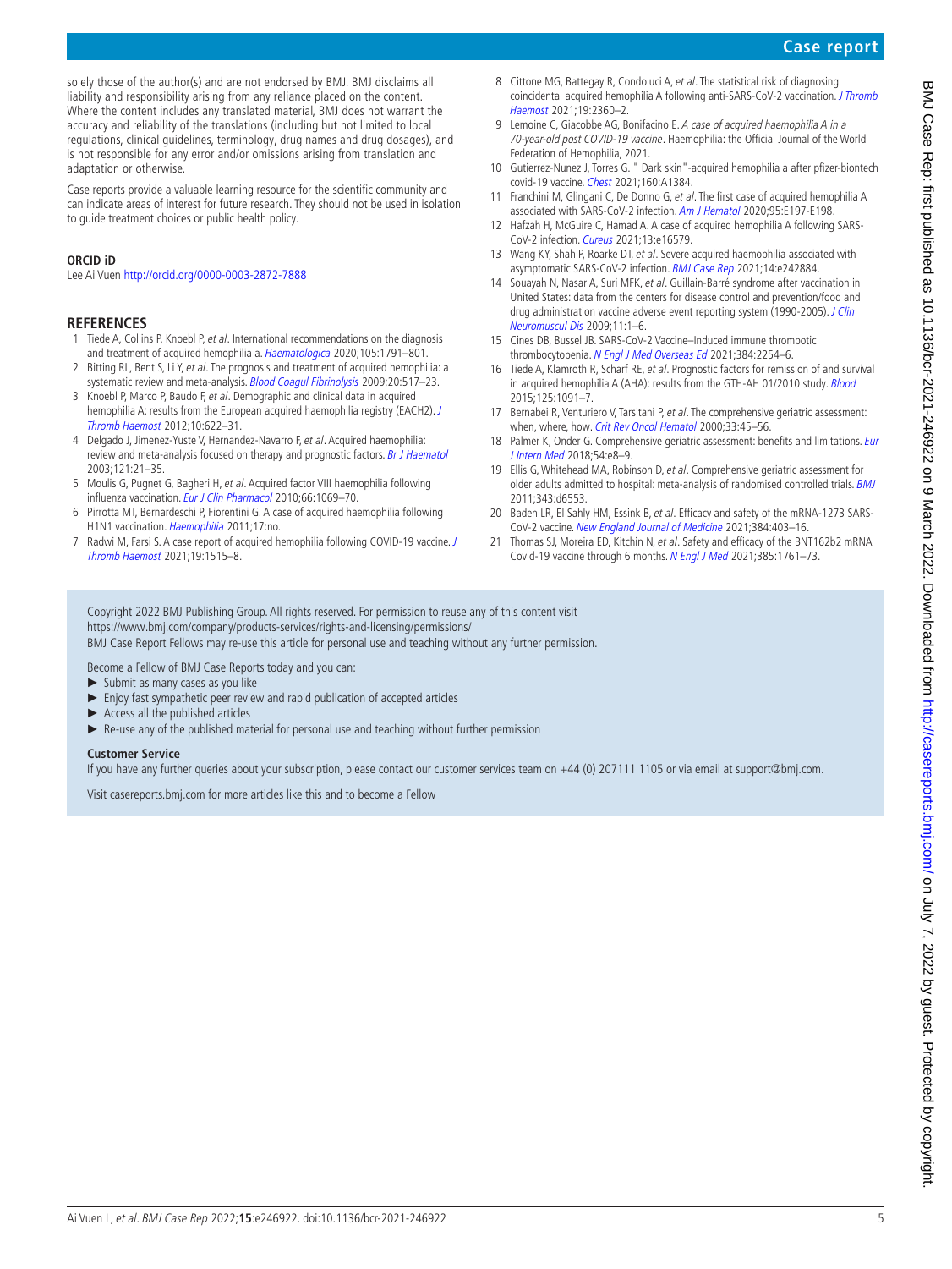solely those of the author(s) and are not endorsed by BMJ. BMJ disclaims all liability and responsibility arising from any reliance placed on the content. Where the content includes any translated material, BMJ does not warrant the accuracy and reliability of the translations (including but not limited to local regulations, clinical guidelines, terminology, drug names and drug dosages), and is not responsible for any error and/or omissions arising from translation and adaptation or otherwise.

Case reports provide a valuable learning resource for the scientific community and can indicate areas of interest for future research. They should not be used in isolation to guide treatment choices or public health policy.

**ORCID iD**

Lee Ai Vuen http://orcid.org/0000-0003-2872-7888

## REFERENCES

1. Tiede A, Collins P, Knoebl P, *et al*. International recommendations on the diagnosis and treatment of acquired hemophilia a. *Haematologica* 2020;105:1791–801.
2. Bitting RL, Bent S, Li Y, *et al*. The prognosis and treatment of acquired hemophilia: a systematic review and meta-analysis. *Blood Coagul Fibrinolysis* 2009;20:517–23.
3. Knoebl P, Marco P, Baudo F, *et al*. Demographic and clinical data in acquired hemophilia A: results from the European acquired haemophilia registry (EACH2). *J Thromb Haemost* 2012;10:622–31.
4. Delgado J, Jimenez-Yuste V, Hernandez-Navarro F, *et al*. Acquired haemophilia: review and meta-analysis focused on therapy and prognostic factors. *Br J Haematol* 2003;121:21–35.
5. Moulis G, Pugnet G, Bagheri H, *et al*. Acquired factor VIII haemophilia following influenza vaccination. *Eur J Clin Pharmacol* 2010;66:1069–70.
6. Pirrotta MT, Bernardeschi P, Fiorentini G. A case of acquired haemophilia following H1N1 vaccination. *Haemophilia* 2011;17:no.
7. Radwi M, Farsi S. A case report of acquired hemophilia following COVID-19 vaccine. *J Thromb Haemost* 2021;19:1515–8.
8. Cittone MG, Battegay R, Condoluci A, *et al*. The statistical risk of diagnosing coincidental acquired hemophilia A following anti-SARS-CoV-2 vaccination. *J Thromb Haemost* 2021;19:2360–2.
9. Lemoine C, Giacobbe AG, Bonifacino E. *A case of acquired haemophilia A in a 70-year-old post COVID-19 vaccine*. Haemophilia: the Official Journal of the World Federation of Hemophilia, 2021.
10. Gutierrez-Nunez J, Torres G. " Dark skin"-acquired hemophilia a after pfizer-biontech covid-19 vaccine. *Chest* 2021;160:A1384.
11. Franchini M, Glingani C, De Donno G, *et al*. The first case of acquired hemophilia A associated with SARS-CoV-2 infection. *Am J Hematol* 2020;95:E197-E198.
12. Hafzah H, McGuire C, Hamad A. A case of acquired hemophilia A following SARS-CoV-2 infection. *Cureus* 2021;13:e16579.
13. Wang KY, Shah P, Roarke DT, *et al*. Severe acquired haemophilia associated with asymptomatic SARS-CoV-2 infection. *BMJ Case Rep* 2021;14:e242884.
14. Souayah N, Nasar A, Suri MFK, *et al*. Guillain-Barré syndrome after vaccination in United States: data from the centers for disease control and prevention/food and drug administration vaccine adverse event reporting system (1990-2005). *J Clin Neuromuscul Dis* 2009;11:1–6.
15. Cines DB, Bussel JB. SARS-CoV-2 Vaccine–Induced immune thrombotic thrombocytopenia. *N Engl J Med Overseas Ed* 2021;384:2254–6.
16. Tiede A, Klamroth R, Scharf RE, *et al*. Prognostic factors for remission of and survival in acquired hemophilia A (AHA): results from the GTH-AH 01/2010 study. *Blood* 2015;125:1091–7.
17. Bernabei R, Venturiero V, Tarsitani P, *et al*. The comprehensive geriatric assessment: when, where, how. *Crit Rev Oncol Hematol* 2000;33:45–56.
18. Palmer K, Onder G. Comprehensive geriatric assessment: benefits and limitations. *Eur J Intern Med* 2018;54:e8–9.
19. Ellis G, Whitehead MA, Robinson D, *et al*. Comprehensive geriatric assessment for older adults admitted to hospital: meta-analysis of randomised controlled trials. *BMJ* 2011;343:d6553.
20. Baden LR, El Sahly HM, Essink B, *et al*. Efficacy and safety of the mRNA-1273 SARS-CoV-2 vaccine. *New England Journal of Medicine* 2021;384:403–16.
21. Thomas SJ, Moreira ED, Kitchin N, *et al*. Safety and efficacy of the BNT162b2 mRNA Covid-19 vaccine through 6 months. *N Engl J Med* 2021;385:1761–73.

Copyright 2022 BMJ Publishing Group. All rights reserved. For permission to reuse any of this content visit
https://www.bmj.com/company/products-services/rights-and-licensing/permissions/
BMJ Case Report Fellows may re-use this article for personal use and teaching without any further permission.

Become a Fellow of BMJ Case Reports today and you can:

- ► Submit as many cases as you like
- ► Enjoy fast sympathetic peer review and rapid publication of accepted articles
- ► Access all the published articles
- ► Re-use any of the published material for personal use and teaching without further permission

**Customer Service**

If you have any further queries about your subscription, please contact our customer services team on +44 (0) 207111 1105 or via email at support@bmj.com.

Visit casereports.bmj.com for more articles like this and to become a Fellow